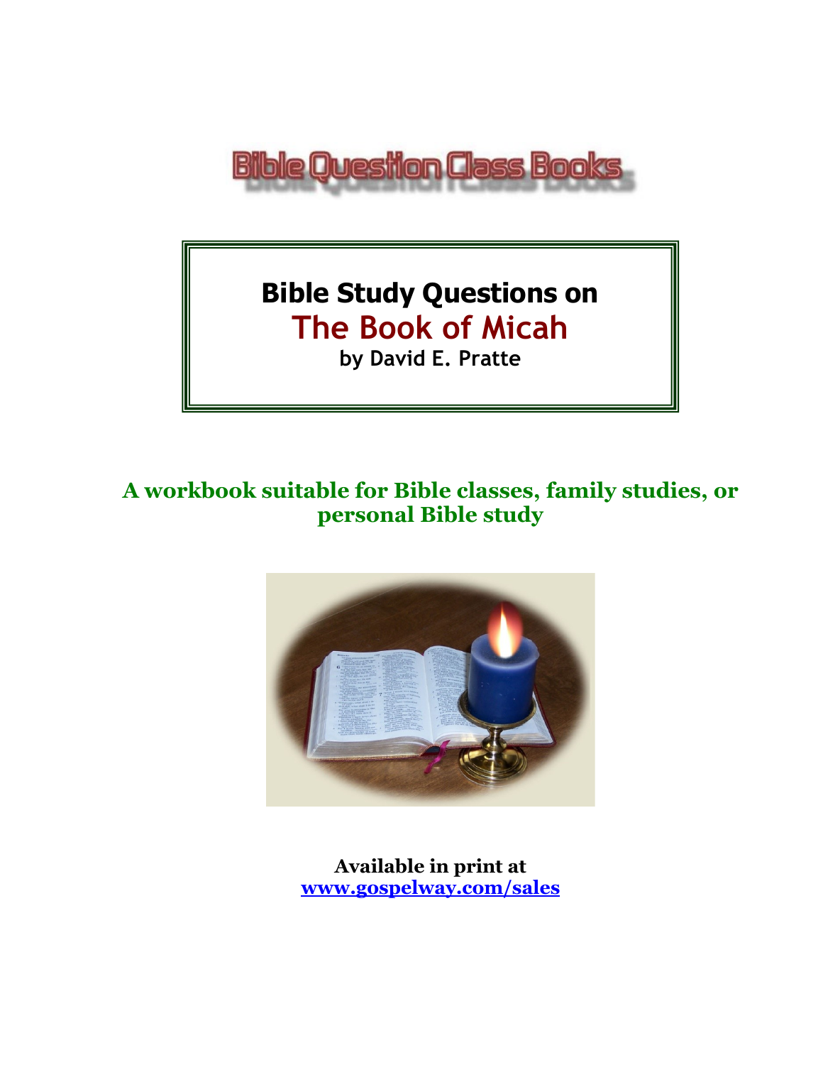Bible Question Class Books

# Bible Study Questions on
# The Book of Micah
### by David E. Pratte

**A workbook suitable for Bible classes, family studies, or personal Bible study**

**Available in print at**
**[www.gospelway.com/sales](www.gospelway.com/sales)**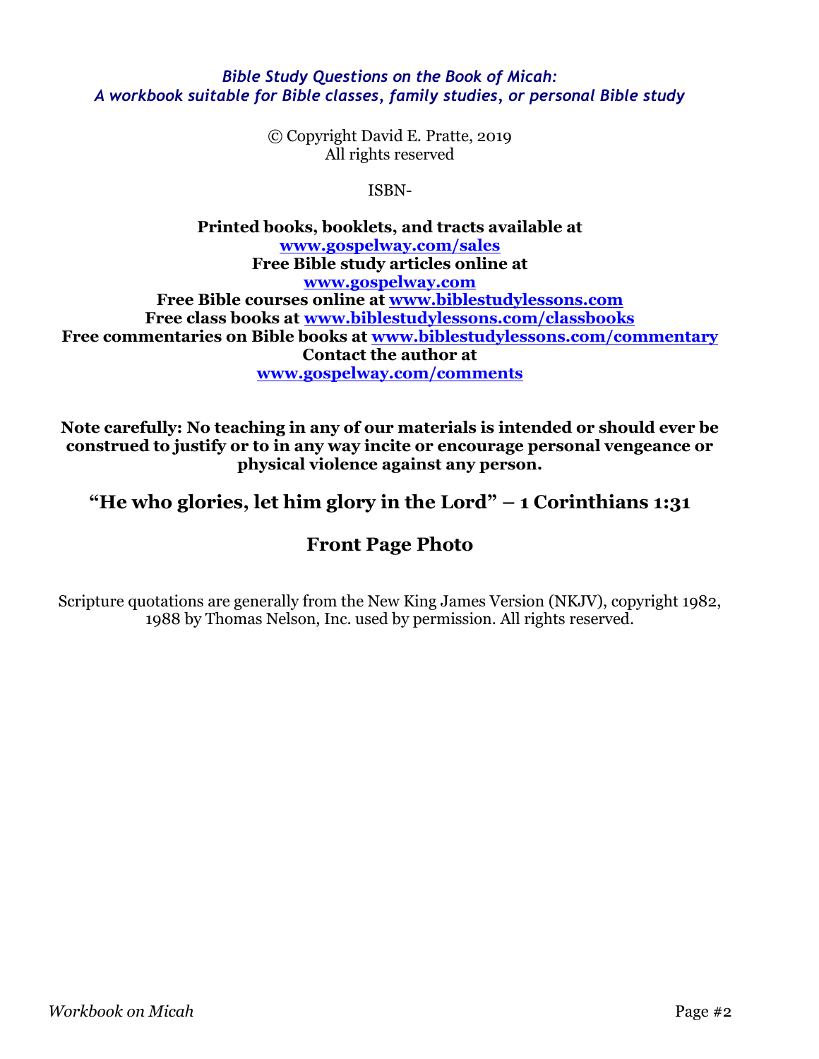*Bible Study Questions on the Book of Micah:*
*A workbook suitable for Bible classes, family studies, or personal Bible study*

© Copyright David E. Pratte, 2019
All rights reserved

ISBN-

**Printed books, booklets, and tracts available at**
**www.gospelway.com/sales**
**Free Bible study articles online at**
**www.gospelway.com**
**Free Bible courses online at www.biblestudylessons.com**
**Free class books at www.biblestudylessons.com/classbooks**
**Free commentaries on Bible books at www.biblestudylessons.com/commentary**
**Contact the author at**
**www.gospelway.com/comments**

**Note carefully: No teaching in any of our materials is intended or should ever be construed to justify or to in any way incite or encourage personal vengeance or physical violence against any person.**

## "He who glories, let him glory in the Lord" – 1 Corinthians 1:31

## Front Page Photo

Scripture quotations are generally from the New King James Version (NKJV), copyright 1982, 1988 by Thomas Nelson, Inc. used by permission. All rights reserved.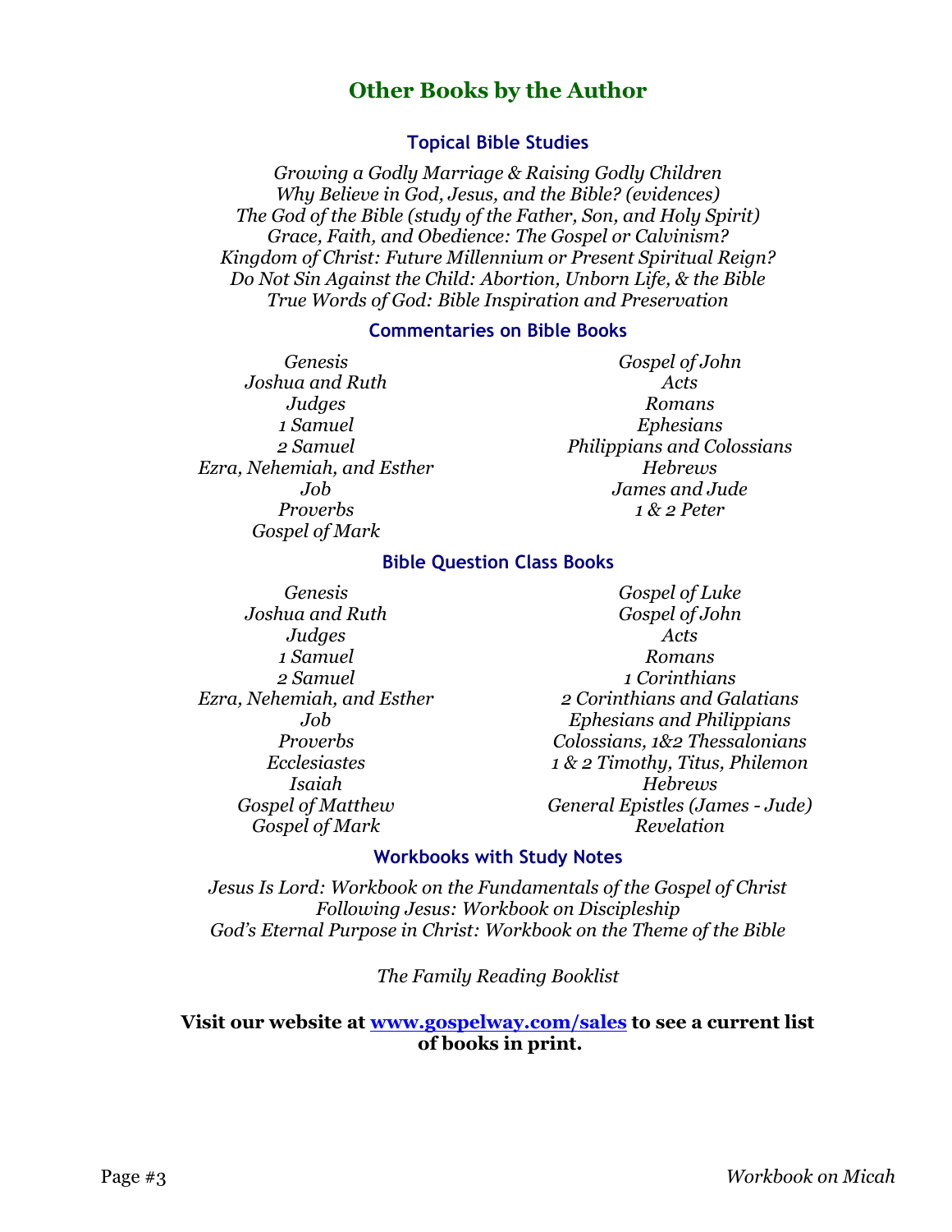## Other Books by the Author

### Topical Bible Studies

*Growing a Godly Marriage & Raising Godly Children*
*Why Believe in God, Jesus, and the Bible? (evidences)*
*The God of the Bible (study of the Father, Son, and Holy Spirit)*
*Grace, Faith, and Obedience: The Gospel or Calvinism?*
*Kingdom of Christ: Future Millennium or Present Spiritual Reign?*
*Do Not Sin Against the Child: Abortion, Unborn Life, & the Bible*
*True Words of God: Bible Inspiration and Preservation*

### Commentaries on Bible Books

*Genesis*
*Joshua and Ruth*
*Judges*
*1 Samuel*
*2 Samuel*
*Ezra, Nehemiah, and Esther*
*Job*
*Proverbs*
*Gospel of Mark*
*Gospel of John*
*Acts*
*Romans*
*Ephesians*
*Philippians and Colossians*
*Hebrews*
*James and Jude*
*1 & 2 Peter*

### Bible Question Class Books

*Genesis*
*Joshua and Ruth*
*Judges*
*1 Samuel*
*2 Samuel*
*Ezra, Nehemiah, and Esther*
*Job*
*Proverbs*
*Ecclesiastes*
*Isaiah*
*Gospel of Matthew*
*Gospel of Mark*
*Gospel of Luke*
*Gospel of John*
*Acts*
*Romans*
*1 Corinthians*
*2 Corinthians and Galatians*
*Ephesians and Philippians*
*Colossians, 1&2 Thessalonians*
*1 & 2 Timothy, Titus, Philemon*
*Hebrews*
*General Epistles (James - Jude)*
*Revelation*

### Workbooks with Study Notes

*Jesus Is Lord: Workbook on the Fundamentals of the Gospel of Christ*
*Following Jesus: Workbook on Discipleship*
*God's Eternal Purpose in Christ: Workbook on the Theme of the Bible*

*The Family Reading Booklist*

**Visit our website at [www.gospelway.com/sales](http://www.gospelway.com/sales) to see a current list of books in print.**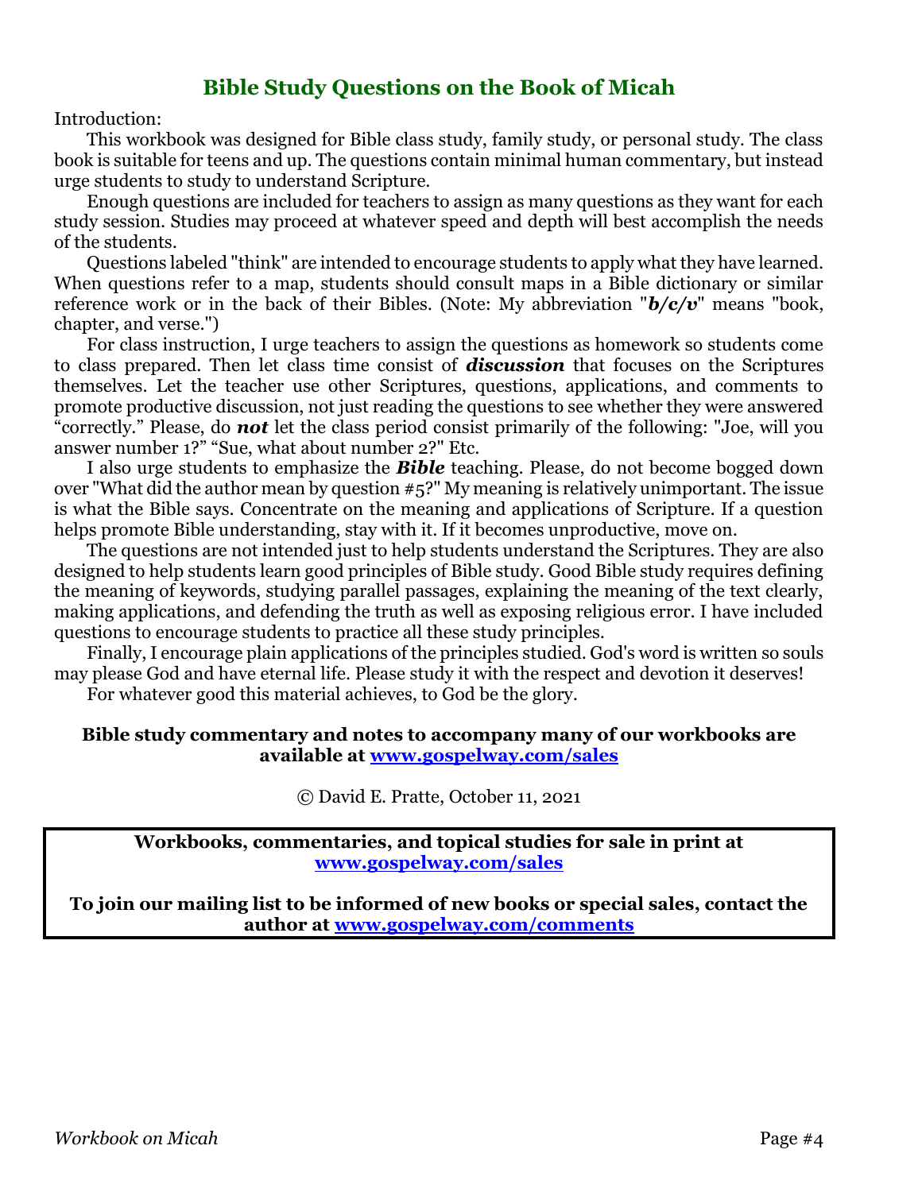## Bible Study Questions on the Book of Micah

Introduction:

This workbook was designed for Bible class study, family study, or personal study. The class book is suitable for teens and up. The questions contain minimal human commentary, but instead urge students to study to understand Scripture.

Enough questions are included for teachers to assign as many questions as they want for each study session. Studies may proceed at whatever speed and depth will best accomplish the needs of the students.

Questions labeled "think" are intended to encourage students to apply what they have learned. When questions refer to a map, students should consult maps in a Bible dictionary or similar reference work or in the back of their Bibles. (Note: My abbreviation "***b/c/v***" means "book, chapter, and verse.")

For class instruction, I urge teachers to assign the questions as homework so students come to class prepared. Then let class time consist of ***discussion*** that focuses on the Scriptures themselves. Let the teacher use other Scriptures, questions, applications, and comments to promote productive discussion, not just reading the questions to see whether they were answered "correctly." Please, do ***not*** let the class period consist primarily of the following: "Joe, will you answer number 1?" "Sue, what about number 2?" Etc.

I also urge students to emphasize the ***Bible*** teaching. Please, do not become bogged down over "What did the author mean by question #5?" My meaning is relatively unimportant. The issue is what the Bible says. Concentrate on the meaning and applications of Scripture. If a question helps promote Bible understanding, stay with it. If it becomes unproductive, move on.

The questions are not intended just to help students understand the Scriptures. They are also designed to help students learn good principles of Bible study. Good Bible study requires defining the meaning of keywords, studying parallel passages, explaining the meaning of the text clearly, making applications, and defending the truth as well as exposing religious error. I have included questions to encourage students to practice all these study principles.

Finally, I encourage plain applications of the principles studied. God's word is written so souls may please God and have eternal life. Please study it with the respect and devotion it deserves!

For whatever good this material achieves, to God be the glory.

**Bible study commentary and notes to accompany many of our workbooks are available at [www.gospelway.com/sales](www.gospelway.com/sales)**

© David E. Pratte, October 11, 2021

**Workbooks, commentaries, and topical studies for sale in print at [www.gospelway.com/sales](www.gospelway.com/sales)**

**To join our mailing list to be informed of new books or special sales, contact the author at [www.gospelway.com/comments](www.gospelway.com/comments)**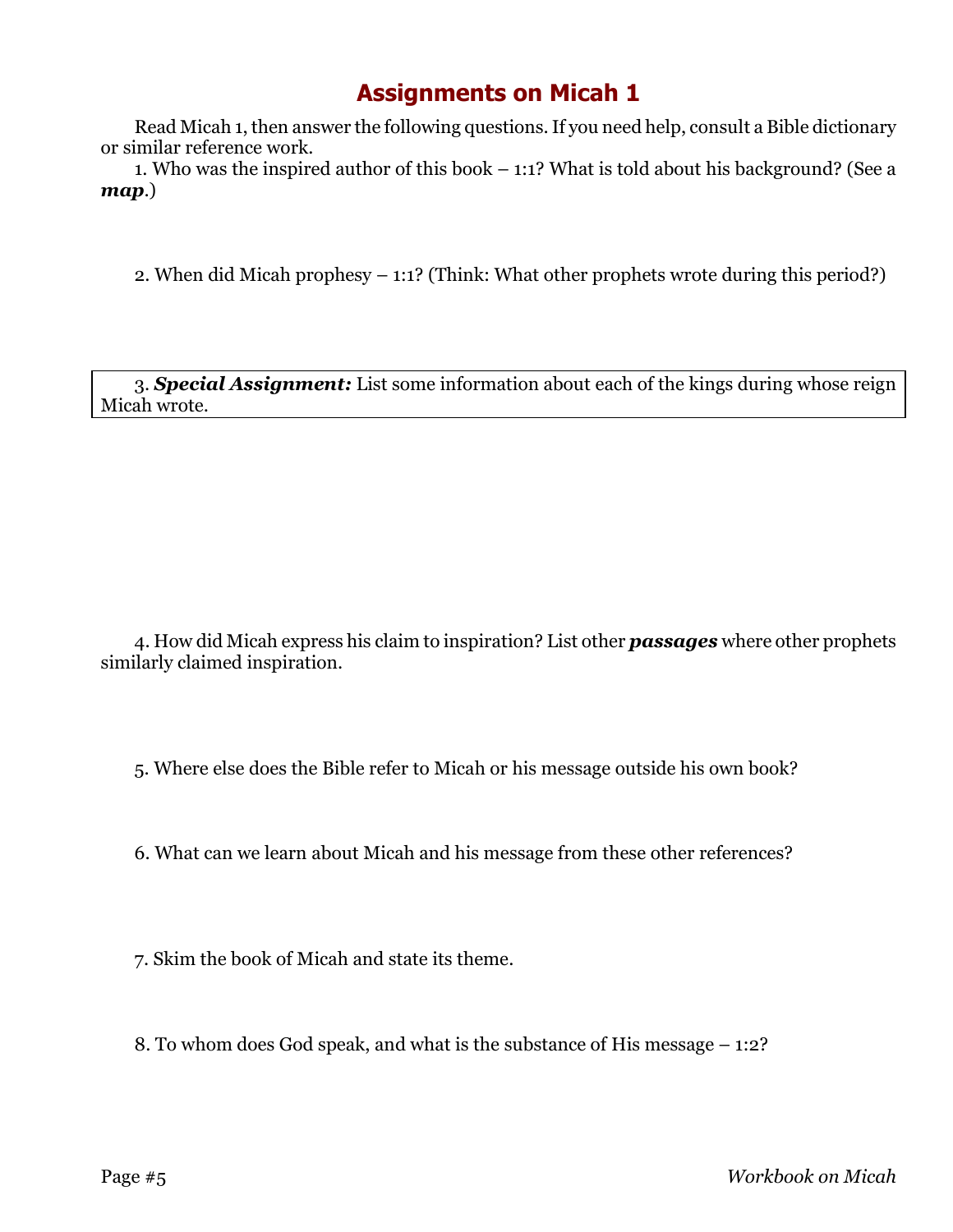# Assignments on Micah 1

Read Micah 1, then answer the following questions. If you need help, consult a Bible dictionary or similar reference work.

1. Who was the inspired author of this book – 1:1? What is told about his background? (See a ***map***.)

2. When did Micah prophesy – 1:1? (Think: What other prophets wrote during this period?)

3. ***Special Assignment:*** List some information about each of the kings during whose reign Micah wrote.

4. How did Micah express his claim to inspiration? List other ***passages*** where other prophets similarly claimed inspiration.

5. Where else does the Bible refer to Micah or his message outside his own book?

6. What can we learn about Micah and his message from these other references?

7. Skim the book of Micah and state its theme.

8. To whom does God speak, and what is the substance of His message – 1:2?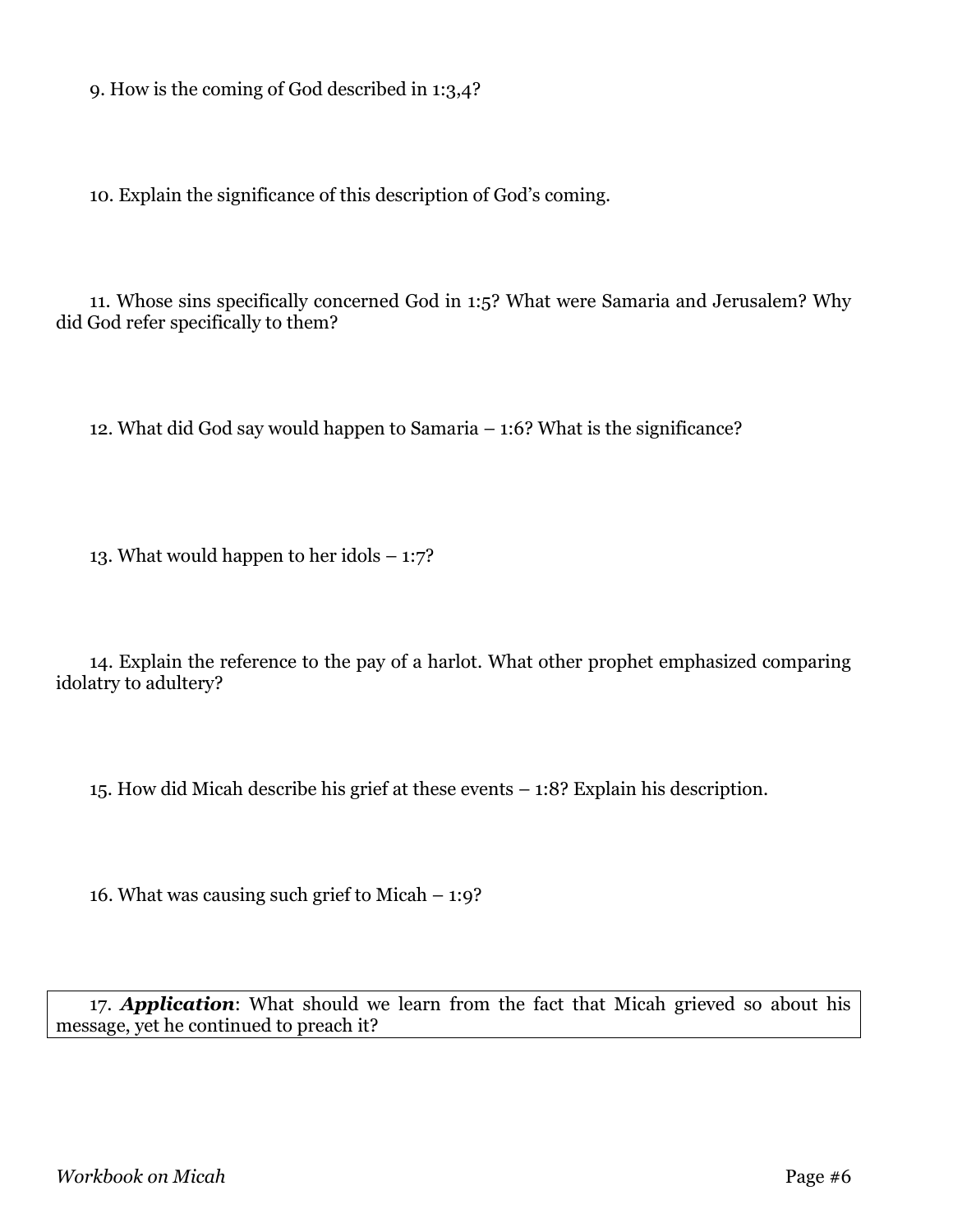9. How is the coming of God described in 1:3,4?

10. Explain the significance of this description of God's coming.

11. Whose sins specifically concerned God in 1:5? What were Samaria and Jerusalem? Why did God refer specifically to them?

12. What did God say would happen to Samaria – 1:6? What is the significance?

13. What would happen to her idols – 1:7?

14. Explain the reference to the pay of a harlot. What other prophet emphasized comparing idolatry to adultery?

15. How did Micah describe his grief at these events – 1:8? Explain his description.

16. What was causing such grief to Micah – 1:9?

17. ***Application***: What should we learn from the fact that Micah grieved so about his message, yet he continued to preach it?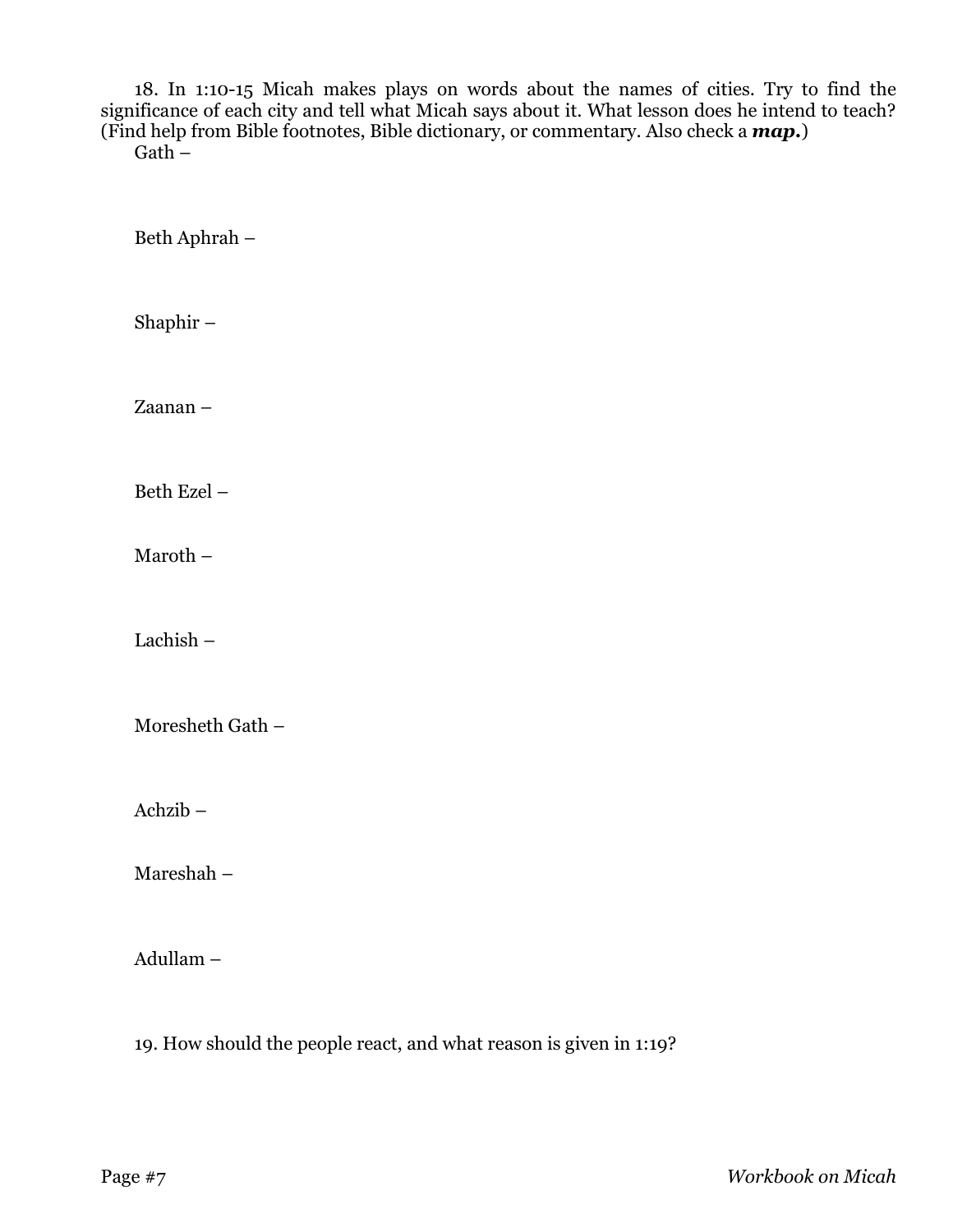18. In 1:10-15 Micah makes plays on words about the names of cities. Try to find the significance of each city and tell what Micah says about it. What lesson does he intend to teach? (Find help from Bible footnotes, Bible dictionary, or commentary. Also check a ***map.***)

Gath –

Beth Aphrah –

Shaphir –

Zaanan –

Beth Ezel –

Maroth –

Lachish –

Moresheth Gath –

Achzib –

Mareshah –

Adullam –

19. How should the people react, and what reason is given in 1:19?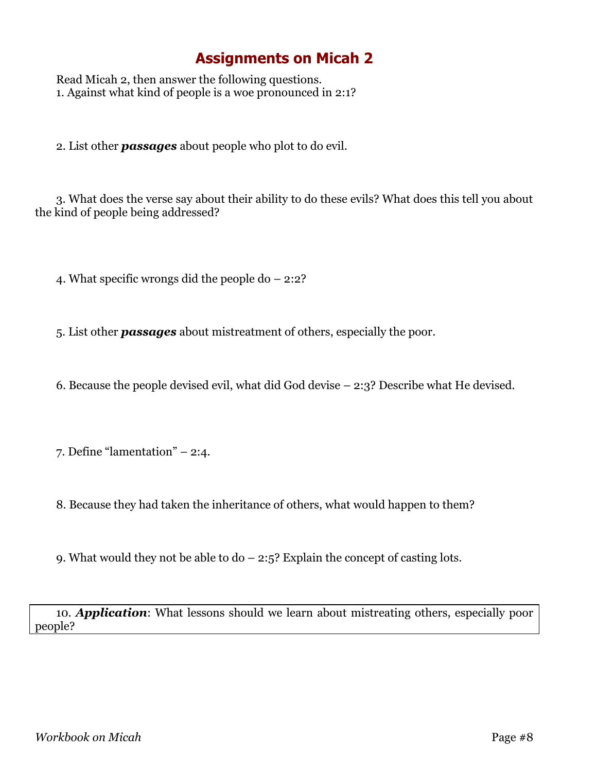# Assignments on Micah 2

Read Micah 2, then answer the following questions.

1. Against what kind of people is a woe pronounced in 2:1?

2. List other ***passages*** about people who plot to do evil.

3. What does the verse say about their ability to do these evils? What does this tell you about the kind of people being addressed?

4. What specific wrongs did the people do – 2:2?

5. List other ***passages*** about mistreatment of others, especially the poor.

6. Because the people devised evil, what did God devise – 2:3? Describe what He devised.

7. Define "lamentation" – 2:4.

8. Because they had taken the inheritance of others, what would happen to them?

9. What would they not be able to do – 2:5? Explain the concept of casting lots.

10. ***Application***: What lessons should we learn about mistreating others, especially poor people?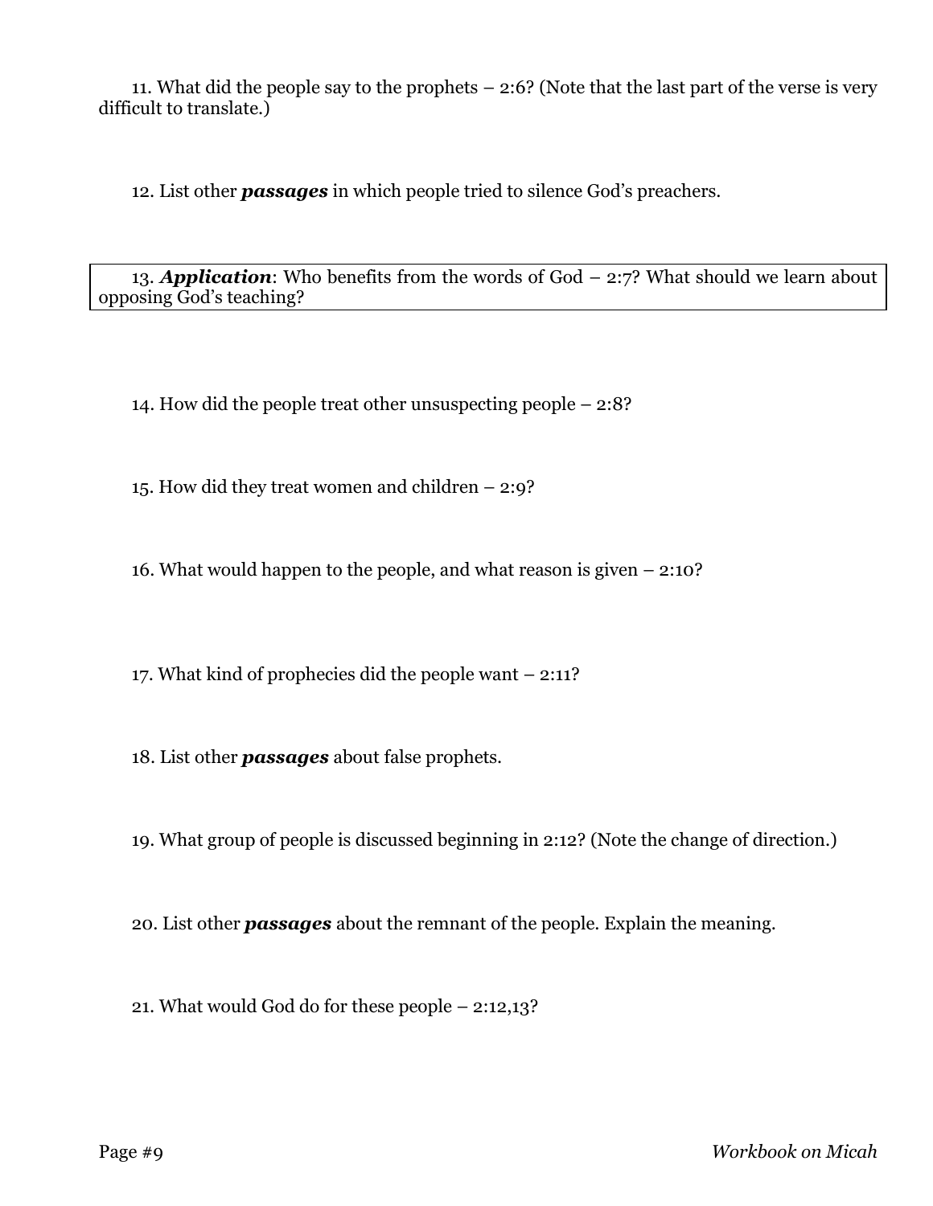11. What did the people say to the prophets – 2:6? (Note that the last part of the verse is very difficult to translate.)

12. List other ***passages*** in which people tried to silence God's preachers.

13. ***Application***: Who benefits from the words of God – 2:7? What should we learn about opposing God's teaching?

14. How did the people treat other unsuspecting people – 2:8?

15. How did they treat women and children – 2:9?

16. What would happen to the people, and what reason is given – 2:10?

17. What kind of prophecies did the people want – 2:11?

18. List other ***passages*** about false prophets.

19. What group of people is discussed beginning in 2:12? (Note the change of direction.)

20. List other ***passages*** about the remnant of the people. Explain the meaning.

21. What would God do for these people – 2:12,13?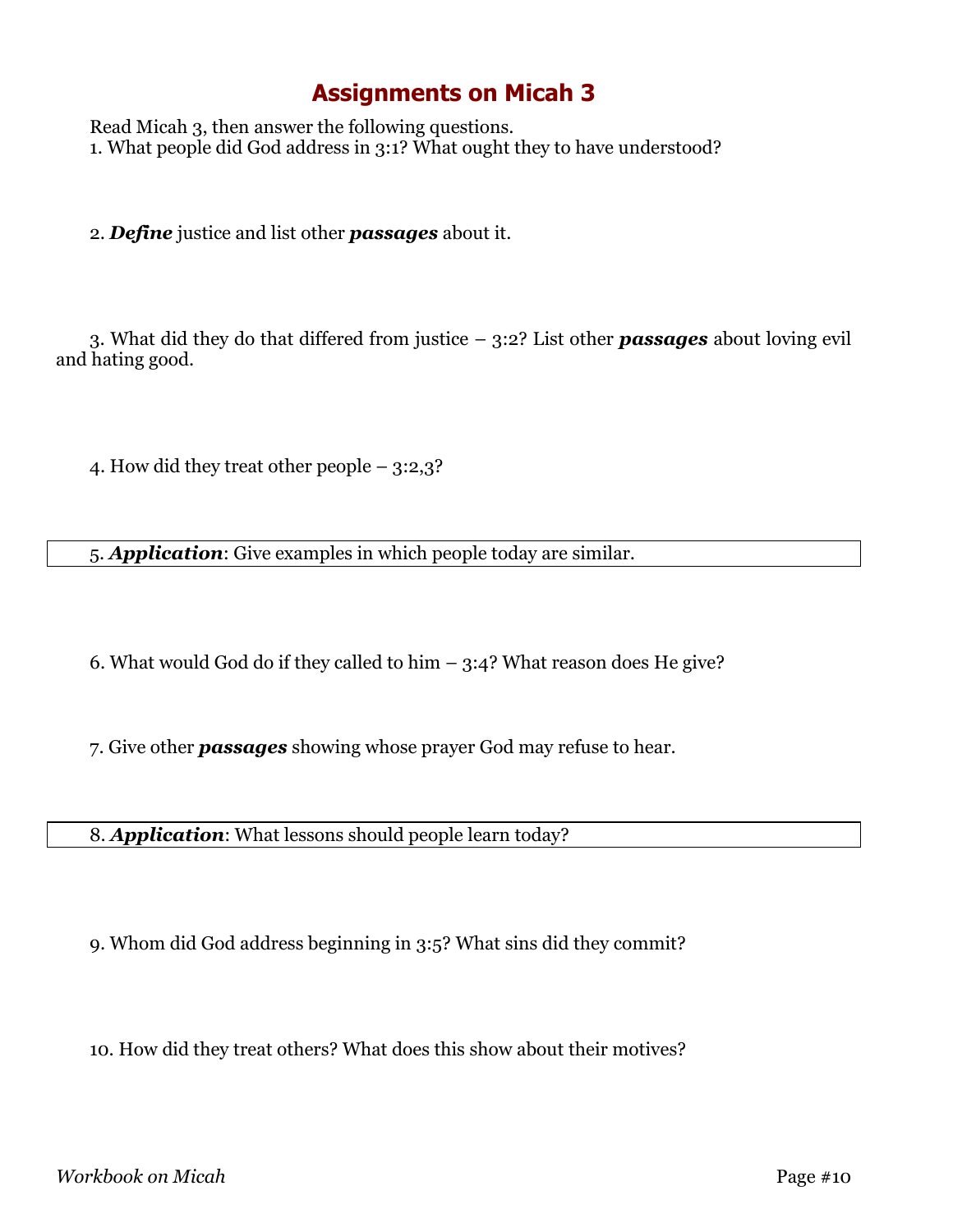# Assignments on Micah 3

Read Micah 3, then answer the following questions.

1. What people did God address in 3:1? What ought they to have understood?

2. ***Define*** justice and list other ***passages*** about it.

3. What did they do that differed from justice – 3:2? List other ***passages*** about loving evil and hating good.

4. How did they treat other people – 3:2,3?

5. ***Application***: Give examples in which people today are similar.

6. What would God do if they called to him – 3:4? What reason does He give?

7. Give other ***passages*** showing whose prayer God may refuse to hear.

8. ***Application***: What lessons should people learn today?

9. Whom did God address beginning in 3:5? What sins did they commit?

10. How did they treat others? What does this show about their motives?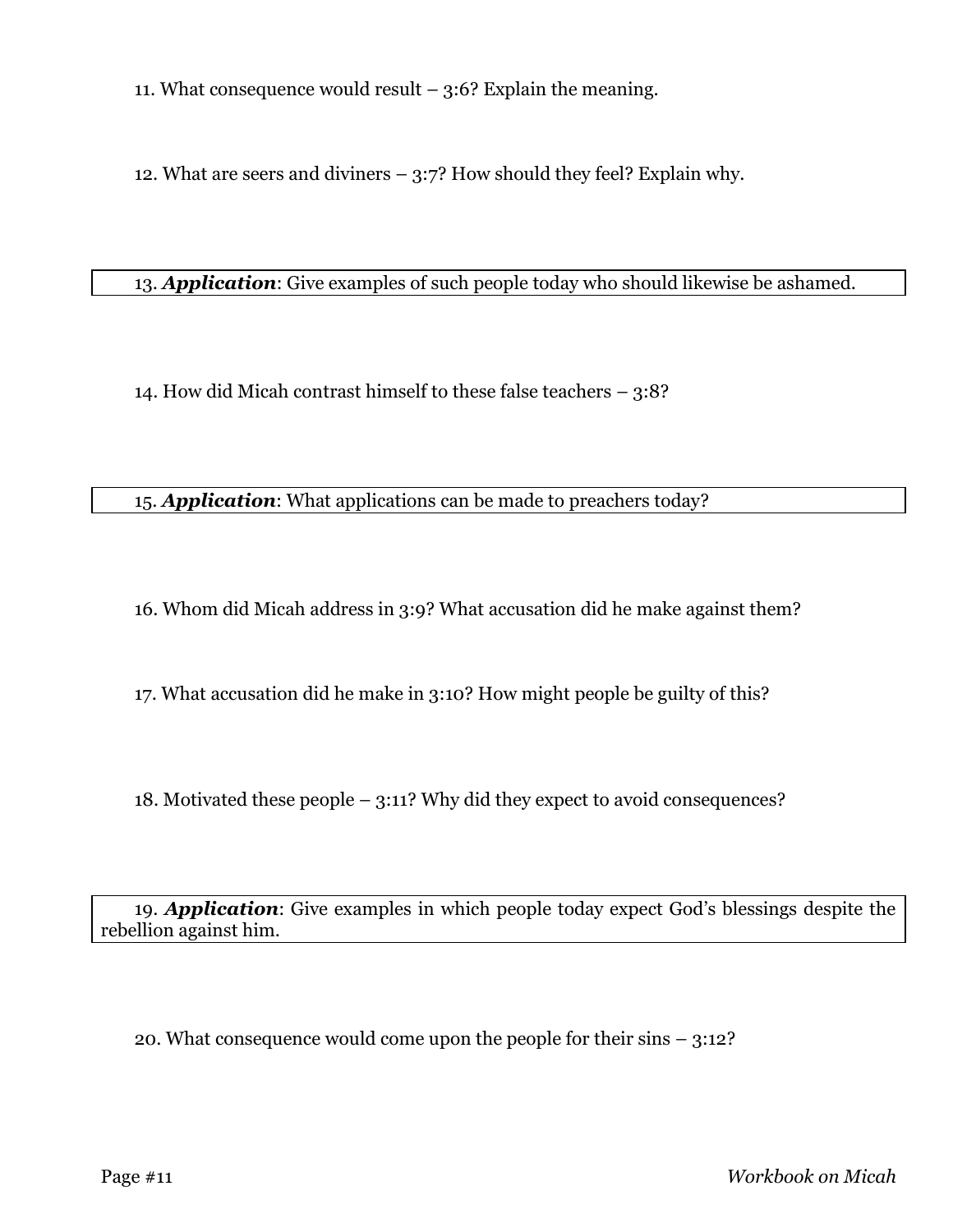11. What consequence would result – 3:6? Explain the meaning.

12. What are seers and diviners – 3:7? How should they feel? Explain why.

13. ***Application***: Give examples of such people today who should likewise be ashamed.

14. How did Micah contrast himself to these false teachers – 3:8?

15. ***Application***: What applications can be made to preachers today?

16. Whom did Micah address in 3:9? What accusation did he make against them?

17. What accusation did he make in 3:10? How might people be guilty of this?

18. Motivated these people – 3:11? Why did they expect to avoid consequences?

19. ***Application***: Give examples in which people today expect God's blessings despite the rebellion against him.

20. What consequence would come upon the people for their sins – 3:12?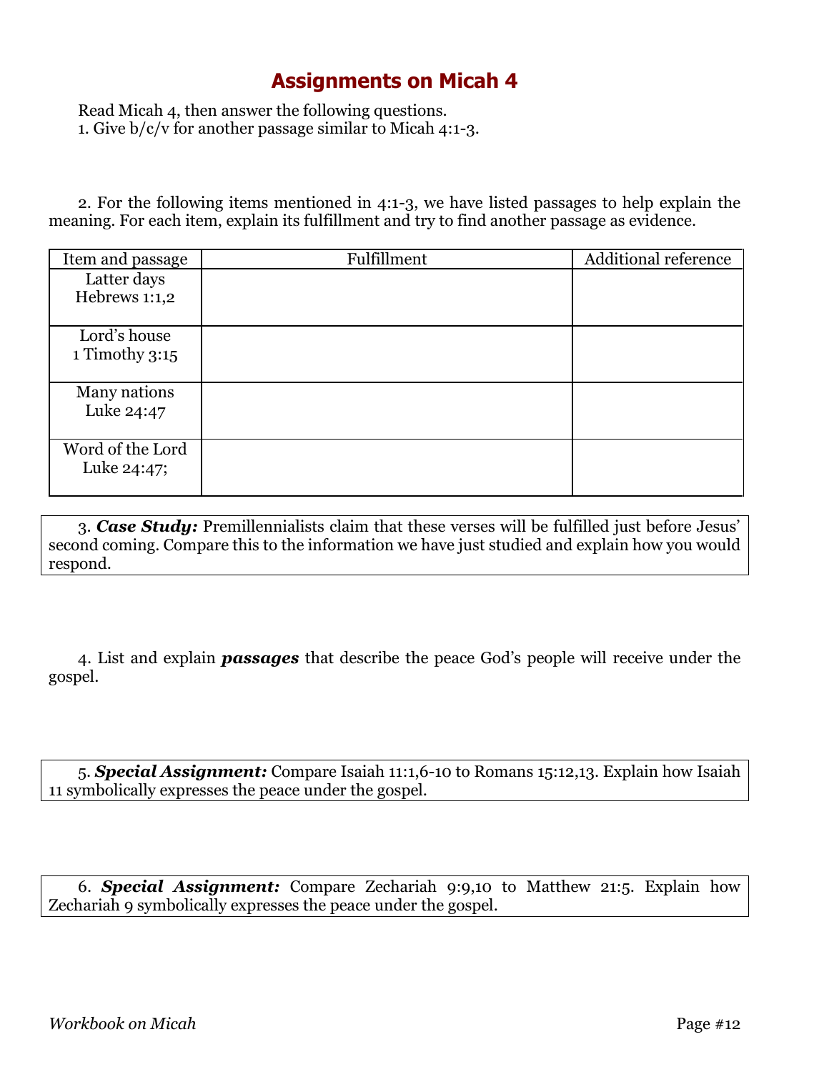# Assignments on Micah 4

Read Micah 4, then answer the following questions.

1. Give b/c/v for another passage similar to Micah 4:1-3.

2. For the following items mentioned in 4:1-3, we have listed passages to help explain the meaning. For each item, explain its fulfillment and try to find another passage as evidence.

| Item and passage | Fulfillment | Additional reference |
| --- | --- | --- |
| Latter days Hebrews 1:1,2 | | |
| Lord's house 1 Timothy 3:15 | | |
| Many nations Luke 24:47 | | |
| Word of the Lord Luke 24:47; | | |

3. ***Case Study:*** Premillennialists claim that these verses will be fulfilled just before Jesus' second coming. Compare this to the information we have just studied and explain how you would respond.

4. List and explain ***passages*** that describe the peace God's people will receive under the gospel.

5. ***Special Assignment:*** Compare Isaiah 11:1,6-10 to Romans 15:12,13. Explain how Isaiah 11 symbolically expresses the peace under the gospel.

6. ***Special Assignment:*** Compare Zechariah 9:9,10 to Matthew 21:5. Explain how Zechariah 9 symbolically expresses the peace under the gospel.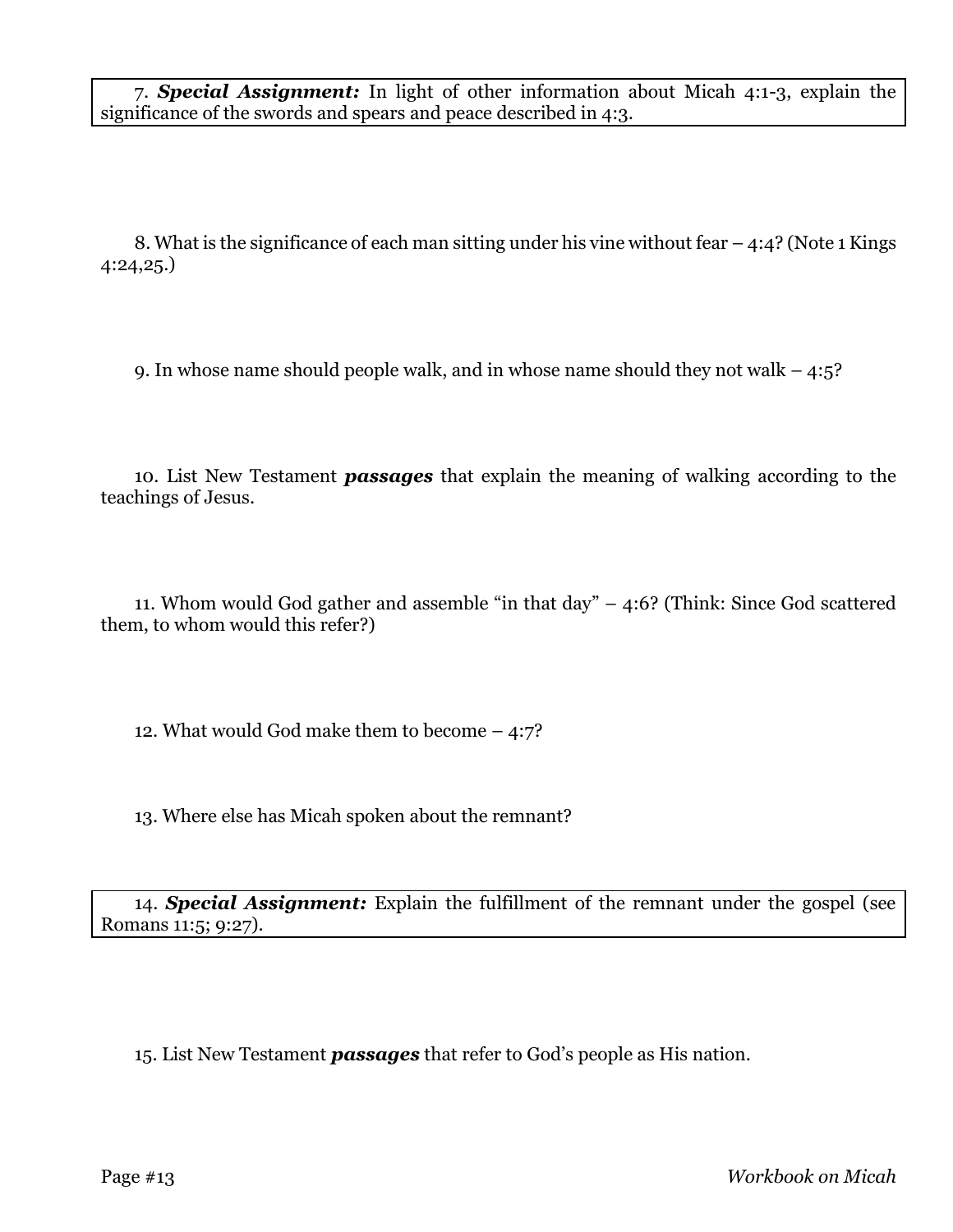7. ***Special Assignment:*** In light of other information about Micah 4:1-3, explain the significance of the swords and spears and peace described in 4:3.

8. What is the significance of each man sitting under his vine without fear – 4:4? (Note 1 Kings 4:24,25.)

9. In whose name should people walk, and in whose name should they not walk – 4:5?

10. List New Testament ***passages*** that explain the meaning of walking according to the teachings of Jesus.

11. Whom would God gather and assemble "in that day" – 4:6? (Think: Since God scattered them, to whom would this refer?)

12. What would God make them to become – 4:7?

13. Where else has Micah spoken about the remnant?

14. ***Special Assignment:*** Explain the fulfillment of the remnant under the gospel (see Romans 11:5; 9:27).

15. List New Testament ***passages*** that refer to God's people as His nation.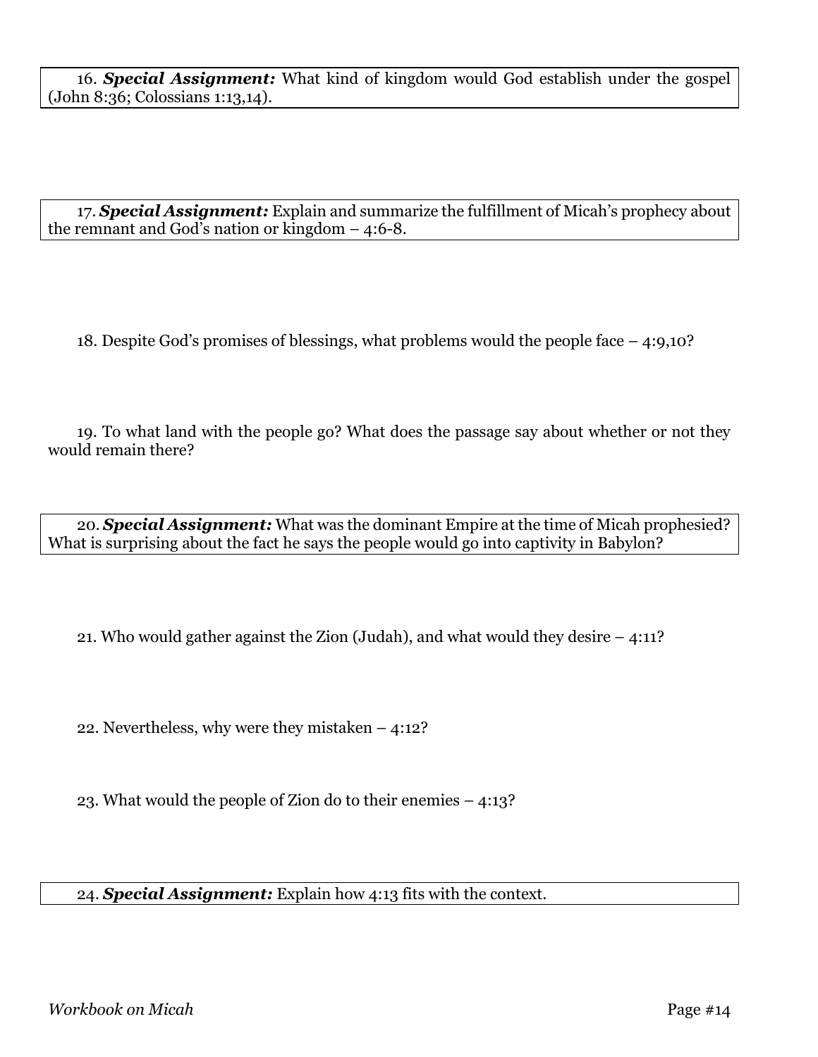16. ***Special Assignment:*** What kind of kingdom would God establish under the gospel (John 8:36; Colossians 1:13,14).

17. ***Special Assignment:*** Explain and summarize the fulfillment of Micah's prophecy about the remnant and God's nation or kingdom – 4:6-8.

18. Despite God's promises of blessings, what problems would the people face – 4:9,10?

19. To what land with the people go? What does the passage say about whether or not they would remain there?

20. ***Special Assignment:*** What was the dominant Empire at the time of Micah prophesied? What is surprising about the fact he says the people would go into captivity in Babylon?

21. Who would gather against the Zion (Judah), and what would they desire – 4:11?

22. Nevertheless, why were they mistaken – 4:12?

23. What would the people of Zion do to their enemies – 4:13?

24. ***Special Assignment:*** Explain how 4:13 fits with the context.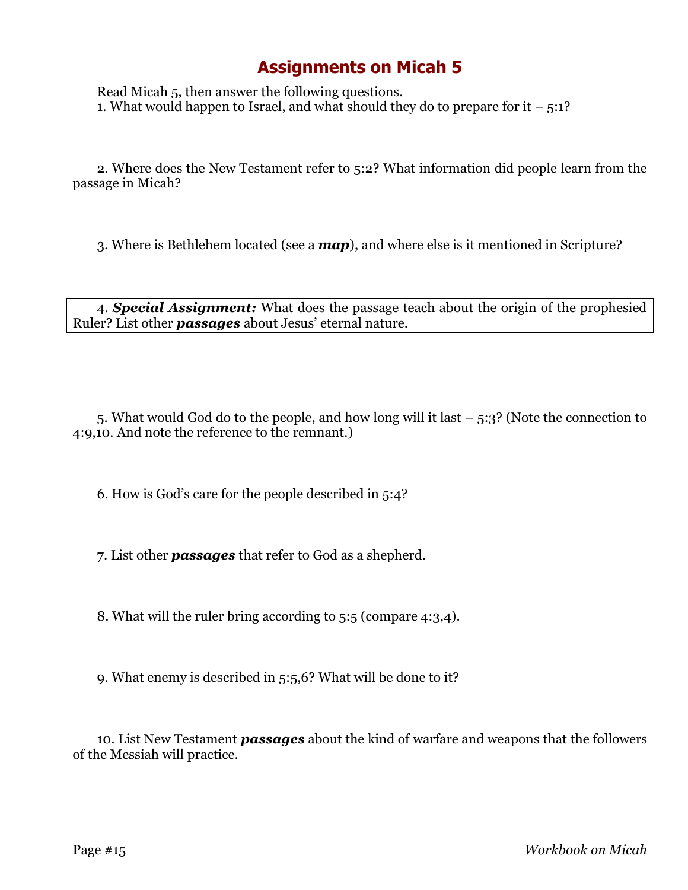# Assignments on Micah 5

Read Micah 5, then answer the following questions.

1. What would happen to Israel, and what should they do to prepare for it – 5:1?

2. Where does the New Testament refer to 5:2? What information did people learn from the passage in Micah?

3. Where is Bethlehem located (see a ***map***), and where else is it mentioned in Scripture?

4. ***Special Assignment:*** What does the passage teach about the origin of the prophesied Ruler? List other ***passages*** about Jesus' eternal nature.

5. What would God do to the people, and how long will it last – 5:3? (Note the connection to 4:9,10. And note the reference to the remnant.)

6. How is God's care for the people described in 5:4?

7. List other ***passages*** that refer to God as a shepherd.

8. What will the ruler bring according to 5:5 (compare 4:3,4).

9. What enemy is described in 5:5,6? What will be done to it?

10. List New Testament ***passages*** about the kind of warfare and weapons that the followers of the Messiah will practice.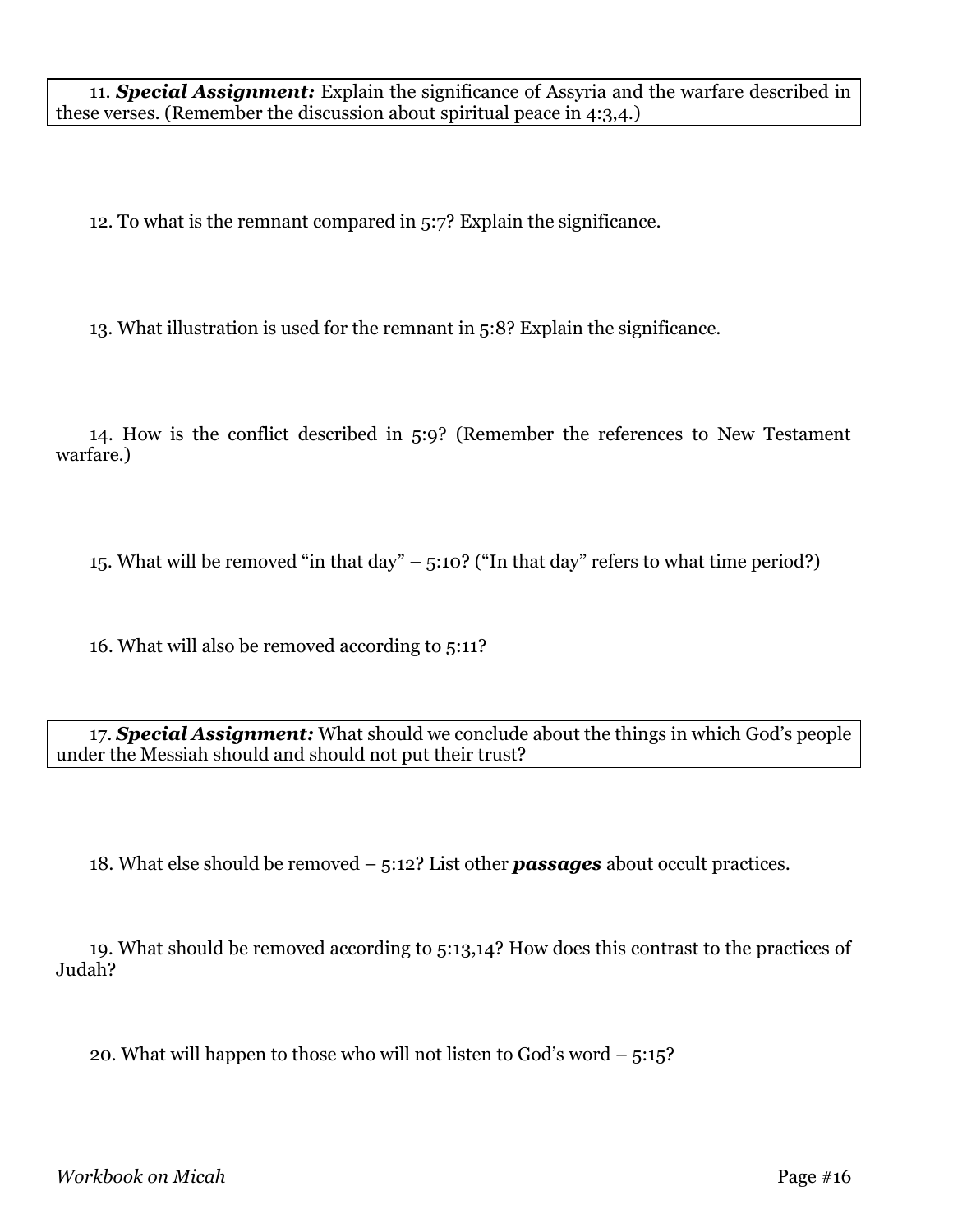11. ***Special Assignment:*** Explain the significance of Assyria and the warfare described in these verses. (Remember the discussion about spiritual peace in 4:3,4.)

12. To what is the remnant compared in 5:7? Explain the significance.

13. What illustration is used for the remnant in 5:8? Explain the significance.

14. How is the conflict described in 5:9? (Remember the references to New Testament warfare.)

15. What will be removed "in that day" – 5:10? ("In that day" refers to what time period?)

16. What will also be removed according to 5:11?

17. ***Special Assignment:*** What should we conclude about the things in which God's people under the Messiah should and should not put their trust?

18. What else should be removed – 5:12? List other ***passages*** about occult practices.

19. What should be removed according to 5:13,14? How does this contrast to the practices of Judah?

20. What will happen to those who will not listen to God's word – 5:15?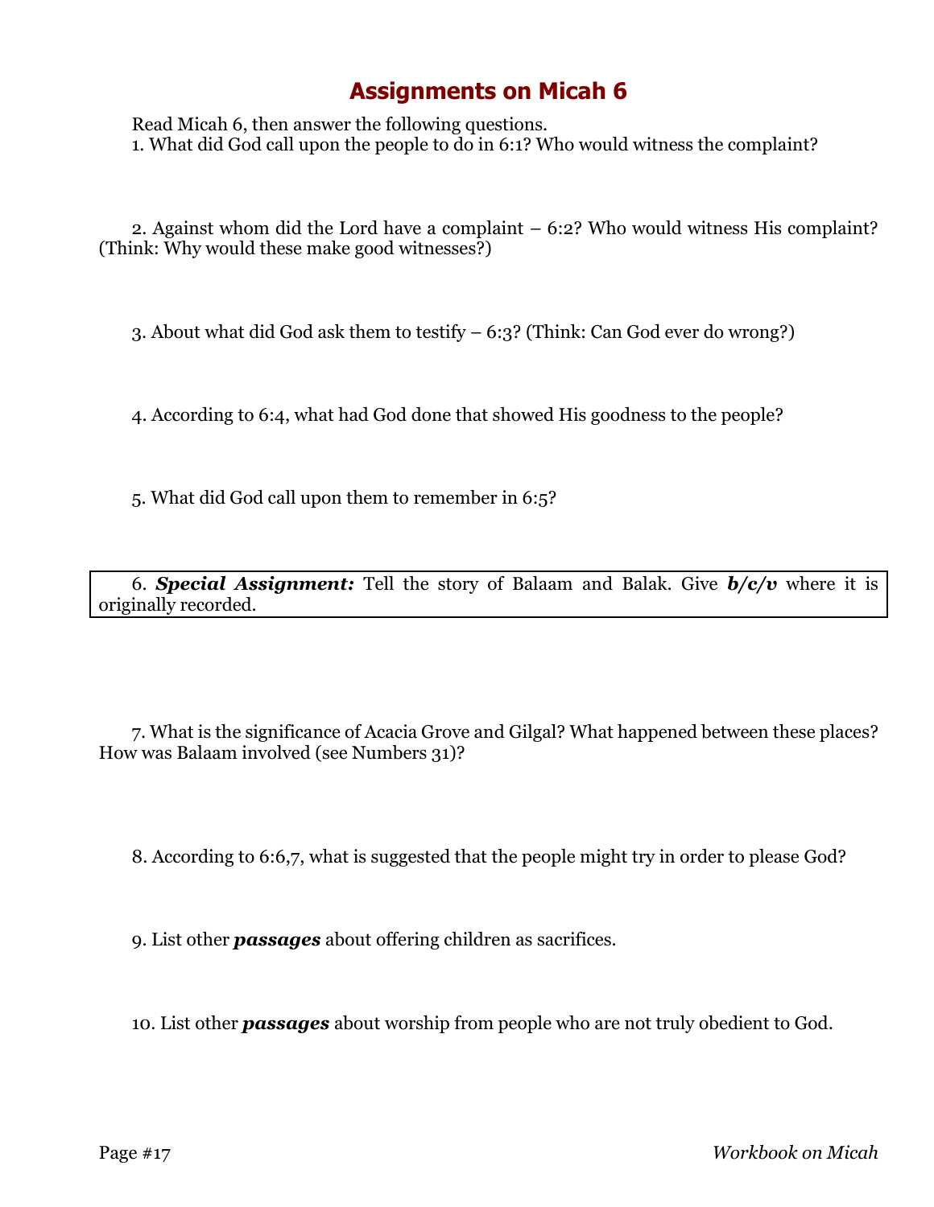# Assignments on Micah 6

Read Micah 6, then answer the following questions.

1. What did God call upon the people to do in 6:1? Who would witness the complaint?

2. Against whom did the Lord have a complaint – 6:2? Who would witness His complaint? (Think: Why would these make good witnesses?)

3. About what did God ask them to testify – 6:3? (Think: Can God ever do wrong?)

4. According to 6:4, what had God done that showed His goodness to the people?

5. What did God call upon them to remember in 6:5?

6. ***Special Assignment:*** Tell the story of Balaam and Balak. Give ***b/c/v*** where it is originally recorded.

7. What is the significance of Acacia Grove and Gilgal? What happened between these places? How was Balaam involved (see Numbers 31)?

8. According to 6:6,7, what is suggested that the people might try in order to please God?

9. List other ***passages*** about offering children as sacrifices.

10. List other ***passages*** about worship from people who are not truly obedient to God.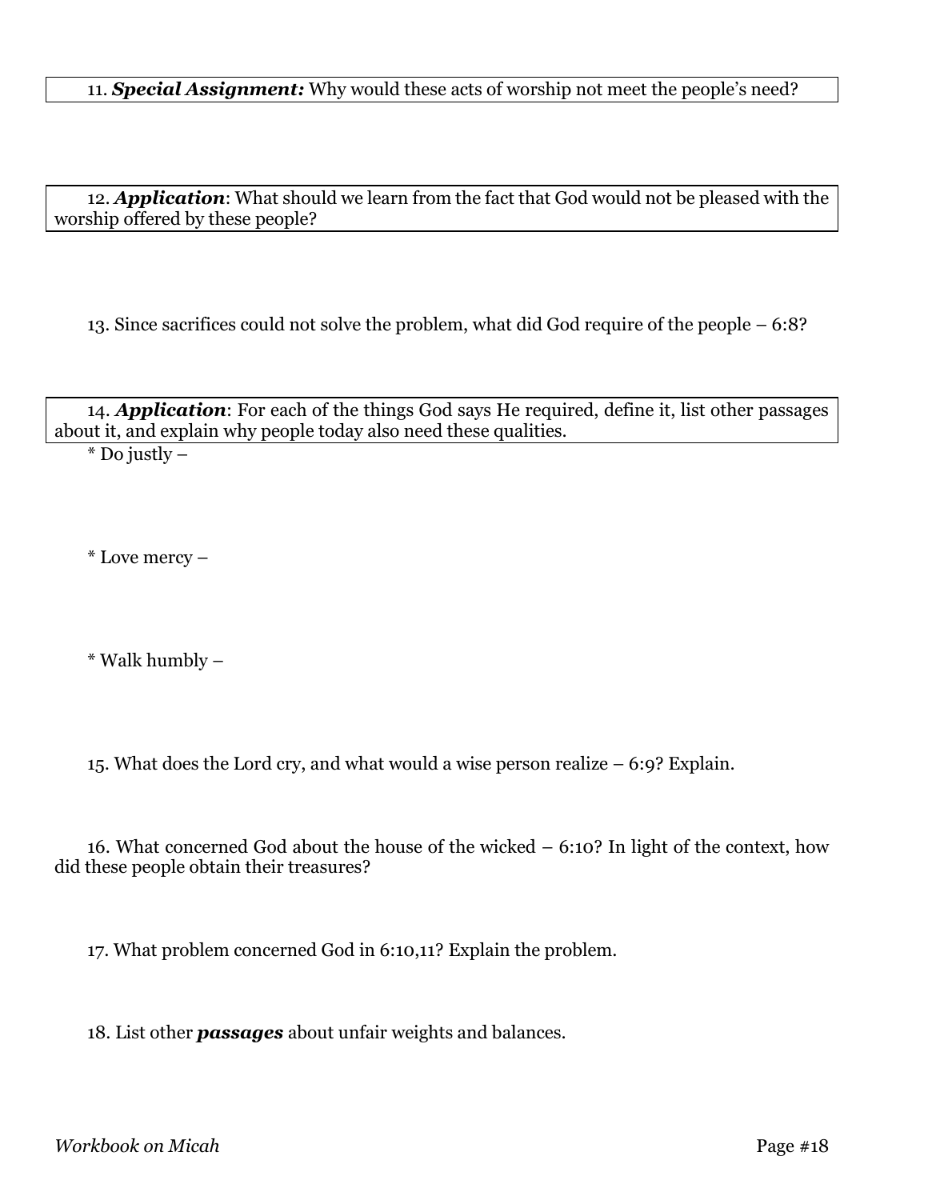11. ***Special Assignment:*** Why would these acts of worship not meet the people's need?

12. ***Application***: What should we learn from the fact that God would not be pleased with the worship offered by these people?

13. Since sacrifices could not solve the problem, what did God require of the people – 6:8?

14. ***Application***: For each of the things God says He required, define it, list other passages about it, and explain why people today also need these qualities.

* Do justly –

* Love mercy –

* Walk humbly –

15. What does the Lord cry, and what would a wise person realize – 6:9? Explain.

16. What concerned God about the house of the wicked – 6:10? In light of the context, how did these people obtain their treasures?

17. What problem concerned God in 6:10,11? Explain the problem.

18. List other ***passages*** about unfair weights and balances.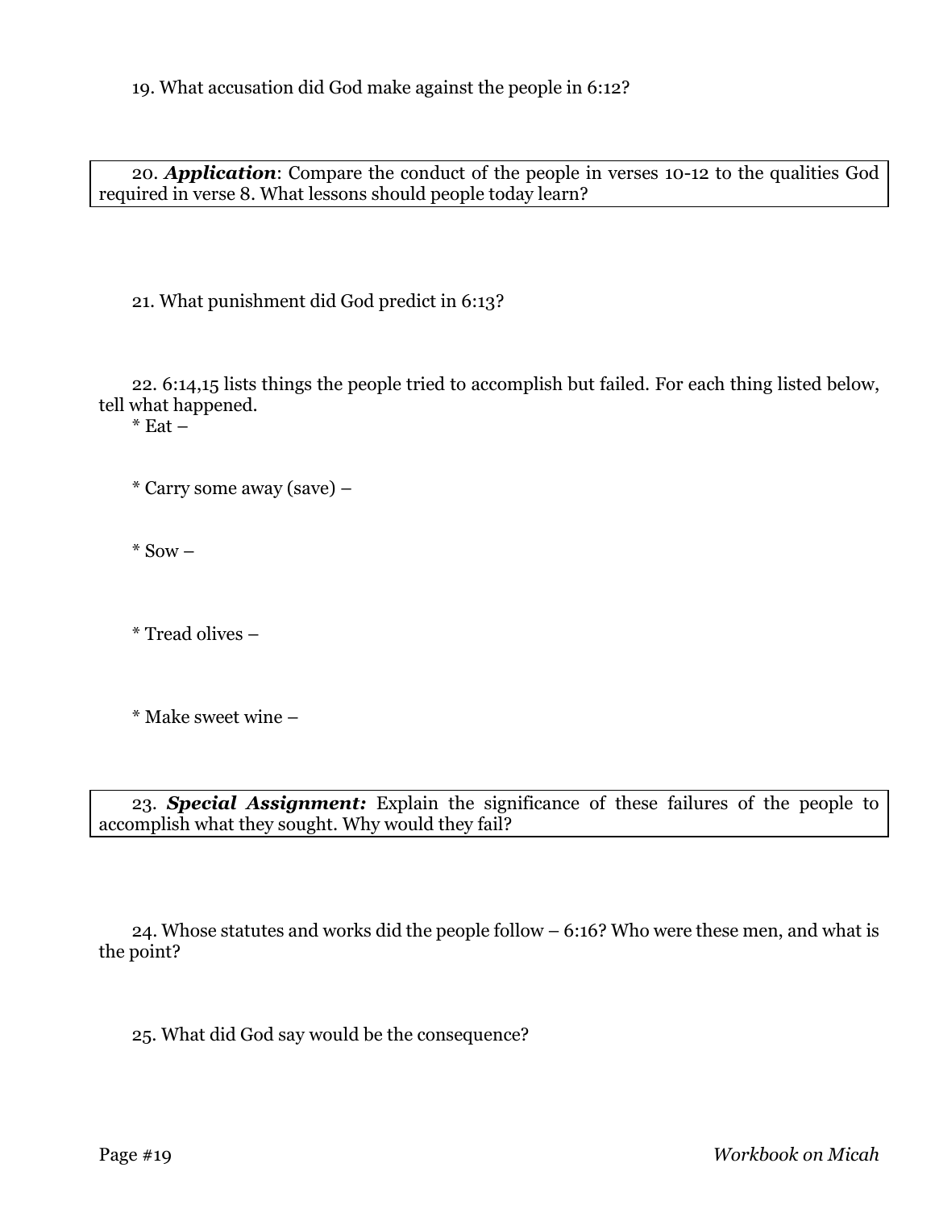19. What accusation did God make against the people in 6:12?

20. ***Application***: Compare the conduct of the people in verses 10-12 to the qualities God required in verse 8. What lessons should people today learn?

21. What punishment did God predict in 6:13?

22. 6:14,15 lists things the people tried to accomplish but failed. For each thing listed below, tell what happened.

* Eat –

* Carry some away (save) –

* Sow –

* Tread olives –

* Make sweet wine –

23. ***Special Assignment:*** Explain the significance of these failures of the people to accomplish what they sought. Why would they fail?

24. Whose statutes and works did the people follow – 6:16? Who were these men, and what is the point?

25. What did God say would be the consequence?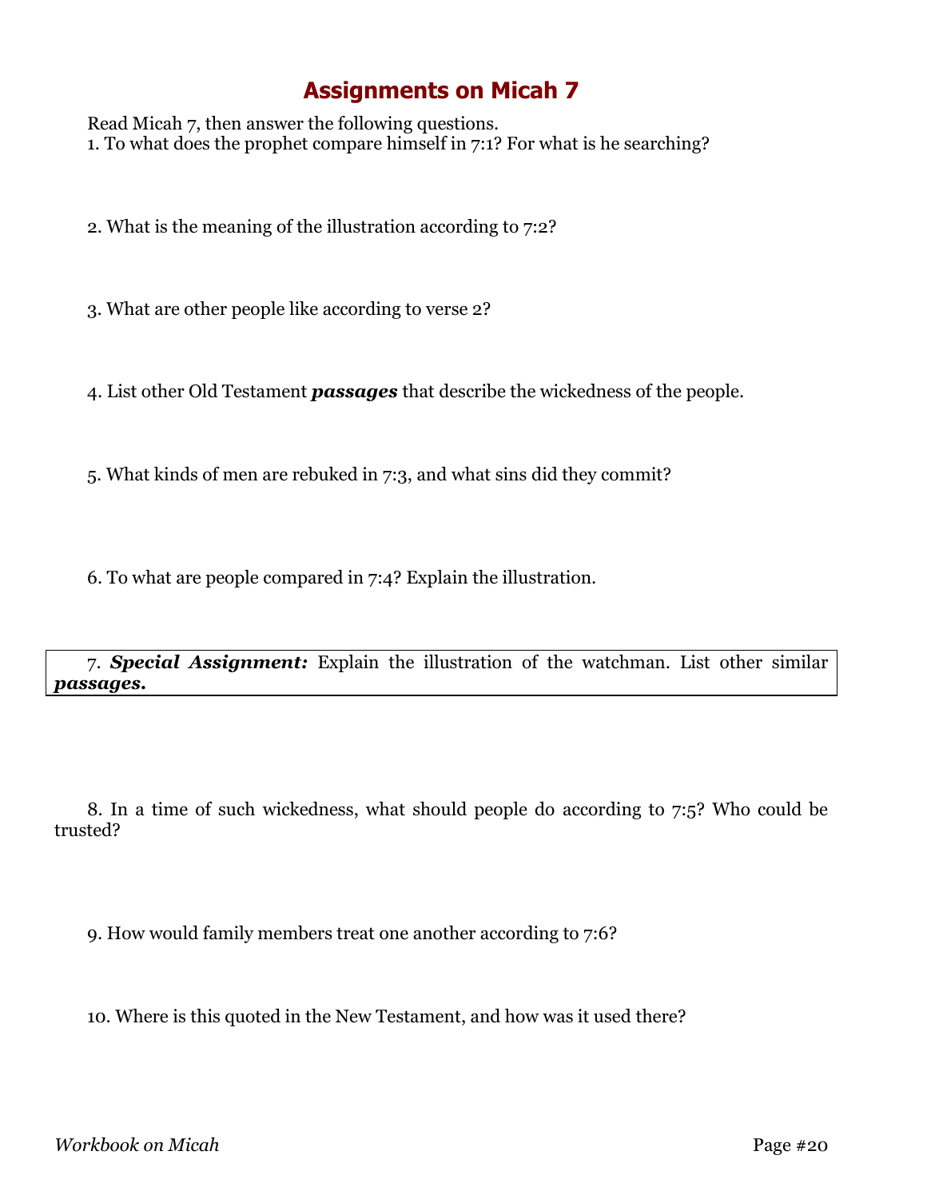# Assignments on Micah 7

Read Micah 7, then answer the following questions.

1. To what does the prophet compare himself in 7:1? For what is he searching?

2. What is the meaning of the illustration according to 7:2?

3. What are other people like according to verse 2?

4. List other Old Testament ***passages*** that describe the wickedness of the people.

5. What kinds of men are rebuked in 7:3, and what sins did they commit?

6. To what are people compared in 7:4? Explain the illustration.

7. ***Special Assignment:*** Explain the illustration of the watchman. List other similar ***passages.***

8. In a time of such wickedness, what should people do according to 7:5? Who could be trusted?

9. How would family members treat one another according to 7:6?

10. Where is this quoted in the New Testament, and how was it used there?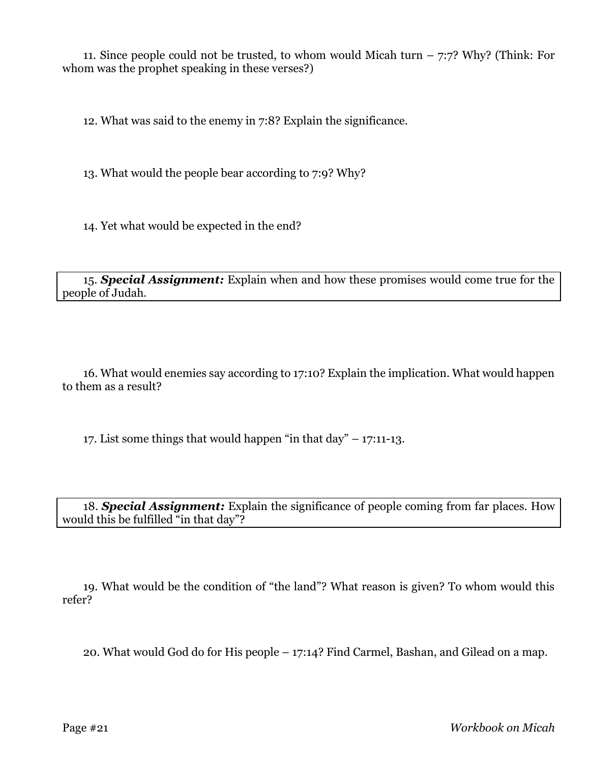11. Since people could not be trusted, to whom would Micah turn – 7:7? Why? (Think: For whom was the prophet speaking in these verses?)

12. What was said to the enemy in 7:8? Explain the significance.

13. What would the people bear according to 7:9? Why?

14. Yet what would be expected in the end?

15. ***Special Assignment:*** Explain when and how these promises would come true for the people of Judah.

16. What would enemies say according to 17:10? Explain the implication. What would happen to them as a result?

17. List some things that would happen "in that day" – 17:11-13.

18. ***Special Assignment:*** Explain the significance of people coming from far places. How would this be fulfilled "in that day"?

19. What would be the condition of "the land"? What reason is given? To whom would this refer?

20. What would God do for His people – 17:14? Find Carmel, Bashan, and Gilead on a map.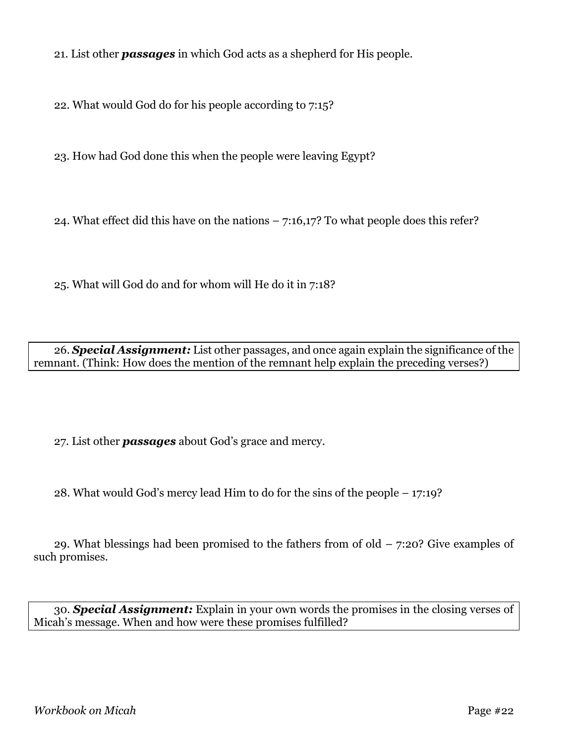21. List other ***passages*** in which God acts as a shepherd for His people.

22. What would God do for his people according to 7:15?

23. How had God done this when the people were leaving Egypt?

24. What effect did this have on the nations – 7:16,17? To what people does this refer?

25. What will God do and for whom will He do it in 7:18?

26. ***Special Assignment:*** List other passages, and once again explain the significance of the remnant. (Think: How does the mention of the remnant help explain the preceding verses?)

27. List other ***passages*** about God's grace and mercy.

28. What would God's mercy lead Him to do for the sins of the people – 17:19?

29. What blessings had been promised to the fathers from of old – 7:20? Give examples of such promises.

30. ***Special Assignment:*** Explain in your own words the promises in the closing verses of Micah's message. When and how were these promises fulfilled?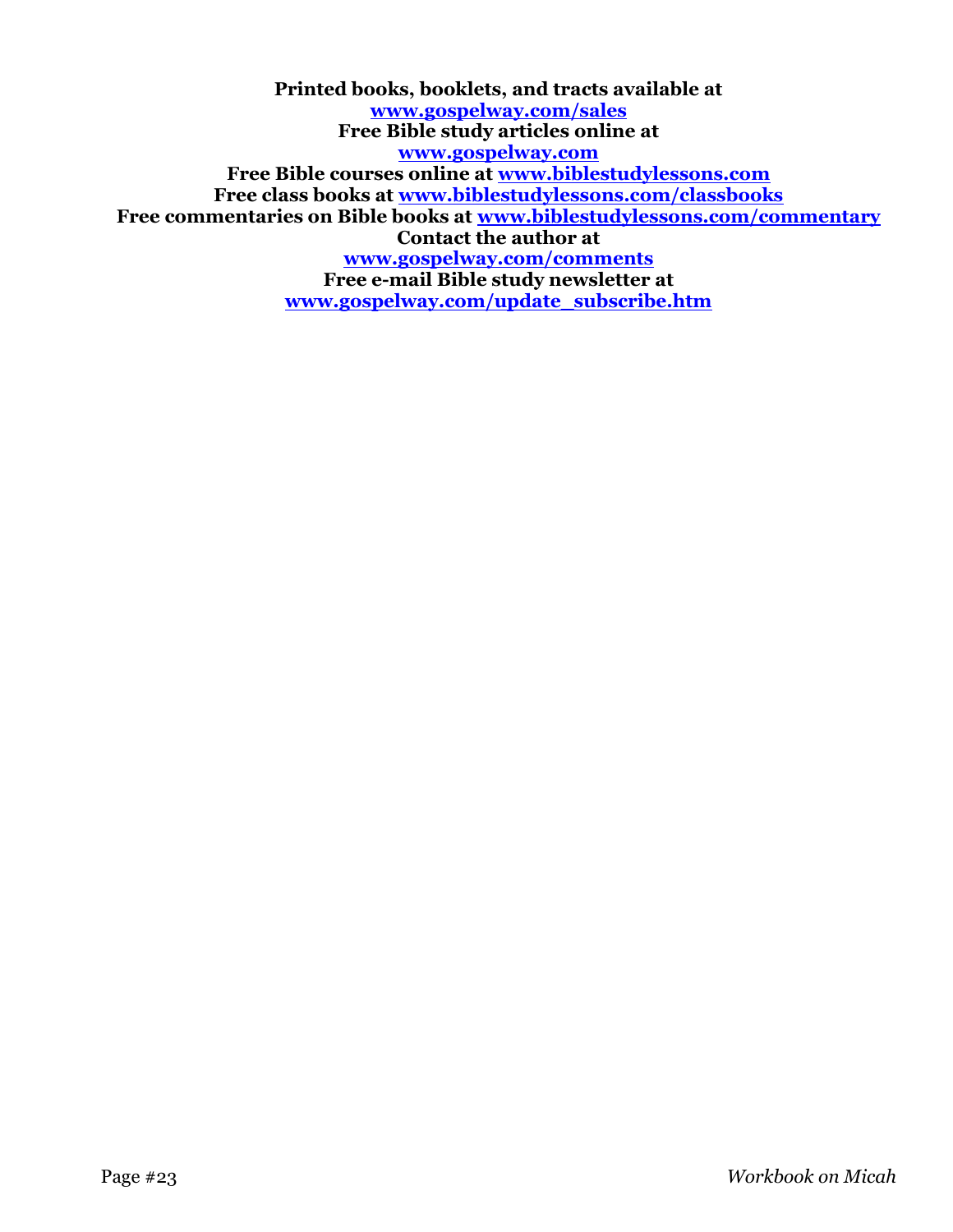**Printed books, booklets, and tracts available at**
**www.gospelway.com/sales**
**Free Bible study articles online at**
**www.gospelway.com**
**Free Bible courses online at www.biblestudylessons.com**
**Free class books at www.biblestudylessons.com/classbooks**
**Free commentaries on Bible books at www.biblestudylessons.com/commentary**
**Contact the author at**
**www.gospelway.com/comments**
**Free e-mail Bible study newsletter at**
**www.gospelway.com/update_subscribe.htm**